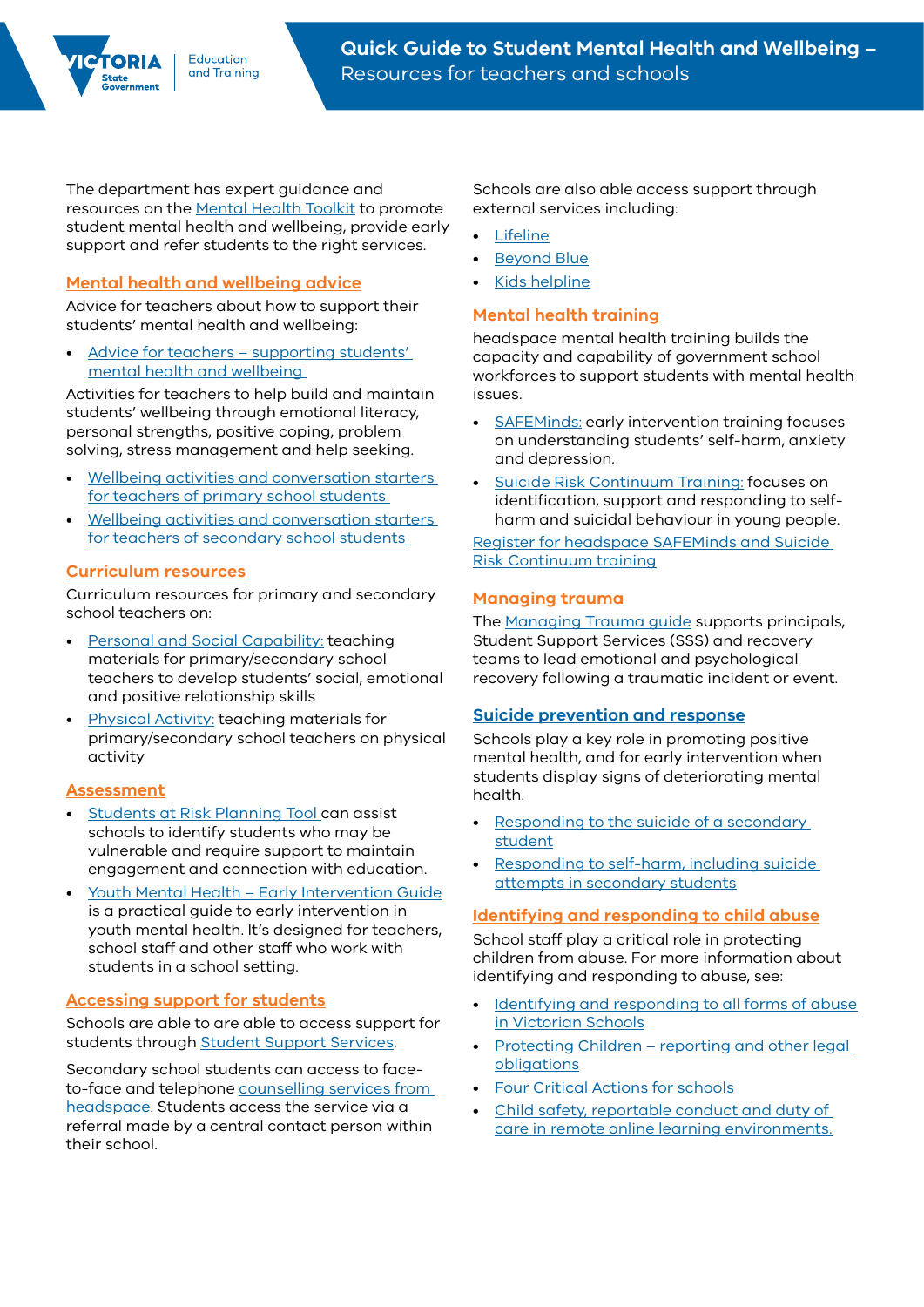# Quick Guide to Student Mental Health and Wellbeing – Resources for teachers and schools

The department has expert guidance and resources on the Mental Health Toolkit to promote student mental health and wellbeing, provide early support and refer students to the right services.

## Mental health and wellbeing advice

Advice for teachers about how to support their students' mental health and wellbeing:

- Advice for teachers – supporting students' mental health and wellbeing

Activities for teachers to help build and maintain students' wellbeing through emotional literacy, personal strengths, positive coping, problem solving, stress management and help seeking.

- Wellbeing activities and conversation starters for teachers of primary school students
- Wellbeing activities and conversation starters for teachers of secondary school students

## Curriculum resources

Curriculum resources for primary and secondary school teachers on:

- Personal and Social Capability: teaching materials for primary/secondary school teachers to develop students' social, emotional and positive relationship skills
- Physical Activity: teaching materials for primary/secondary school teachers on physical activity

## Assessment

- Students at Risk Planning Tool can assist schools to identify students who may be vulnerable and require support to maintain engagement and connection with education.
- Youth Mental Health – Early Intervention Guide is a practical guide to early intervention in youth mental health. It's designed for teachers, school staff and other staff who work with students in a school setting.

## Accessing support for students

Schools are able to are able to access support for students through Student Support Services.

Secondary school students can access to face-to-face and telephone counselling services from headspace. Students access the service via a referral made by a central contact person within their school.

Schools are also able access support through external services including:

- Lifeline
- Beyond Blue
- Kids helpline

## Mental health training

headspace mental health training builds the capacity and capability of government school workforces to support students with mental health issues.

- SAFEMinds: early intervention training focuses on understanding students' self-harm, anxiety and depression.
- Suicide Risk Continuum Training: focuses on identification, support and responding to self-harm and suicidal behaviour in young people.

Register for headspace SAFEMinds and Suicide Risk Continuum training

## Managing trauma

The Managing Trauma guide supports principals, Student Support Services (SSS) and recovery teams to lead emotional and psychological recovery following a traumatic incident or event.

## Suicide prevention and response

Schools play a key role in promoting positive mental health, and for early intervention when students display signs of deteriorating mental health.

- Responding to the suicide of a secondary student
- Responding to self-harm, including suicide attempts in secondary students

## Identifying and responding to child abuse

School staff play a critical role in protecting children from abuse. For more information about identifying and responding to abuse, see:

- Identifying and responding to all forms of abuse in Victorian Schools
- Protecting Children – reporting and other legal obligations
- Four Critical Actions for schools
- Child safety, reportable conduct and duty of care in remote online learning environments.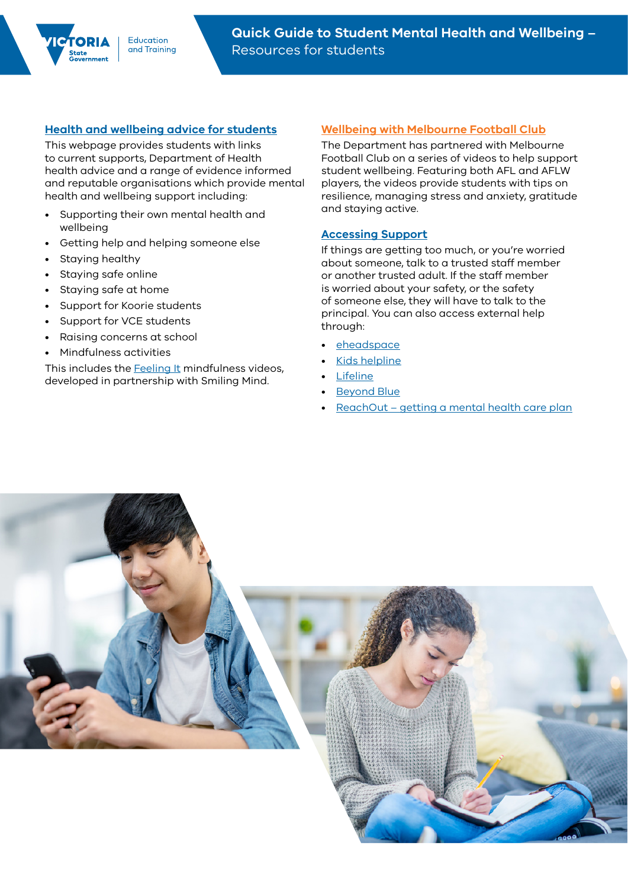## Health and wellbeing advice for students

This webpage provides students with links to current supports, Department of Health health advice and a range of evidence informed and reputable organisations which provide mental health and wellbeing support including:

- Supporting their own mental health and wellbeing
- Getting help and helping someone else
- Staying healthy
- Staying safe online
- Staying safe at home
- Support for Koorie students
- Support for VCE students
- Raising concerns at school
- Mindfulness activities

This includes the Feeling It mindfulness videos, developed in partnership with Smiling Mind.

## Wellbeing with Melbourne Football Club

The Department has partnered with Melbourne Football Club on a series of videos to help support student wellbeing. Featuring both AFL and AFLW players, the videos provide students with tips on resilience, managing stress and anxiety, gratitude and staying active.

## Accessing Support

If things are getting too much, or you're worried about someone, talk to a trusted staff member or another trusted adult. If the staff member is worried about your safety, or the safety of someone else, they will have to talk to the principal. You can also access external help through:

- eheadspace
- Kids helpline
- Lifeline
- Beyond Blue
- ReachOut – getting a mental health care plan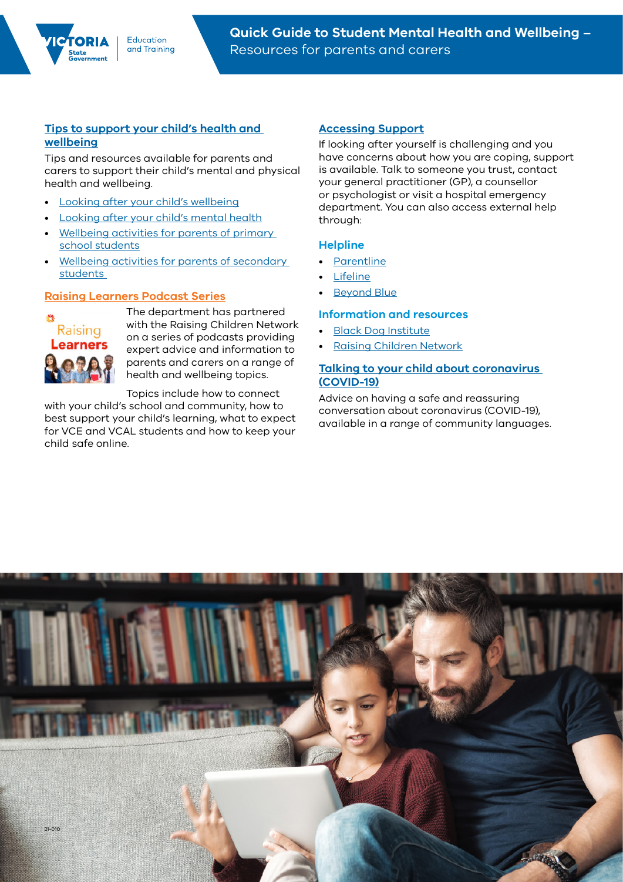# Quick Guide to Student Mental Health and Wellbeing – Resources for parents and carers

## Tips to support your child's health and wellbeing

Tips and resources available for parents and carers to support their child's mental and physical health and wellbeing.

- Looking after your child's wellbeing
- Looking after your child's mental health
- Wellbeing activities for parents of primary school students
- Wellbeing activities for parents of secondary students

## Raising Learners Podcast Series

The department has partnered with the Raising Children Network on a series of podcasts providing expert advice and information to parents and carers on a range of health and wellbeing topics.

Topics include how to connect with your child's school and community, how to best support your child's learning, what to expect for VCE and VCAL students and how to keep your child safe online.

## Accessing Support

If looking after yourself is challenging and you have concerns about how you are coping, support is available. Talk to someone you trust, contact your general practitioner (GP), a counsellor or psychologist or visit a hospital emergency department. You can also access external help through:

### Helpline

- Parentline
- Lifeline
- Beyond Blue

### Information and resources

- Black Dog Institute
- Raising Children Network

## Talking to your child about coronavirus (COVID-19)

Advice on having a safe and reassuring conversation about coronavirus (COVID-19), available in a range of community languages.

21-010